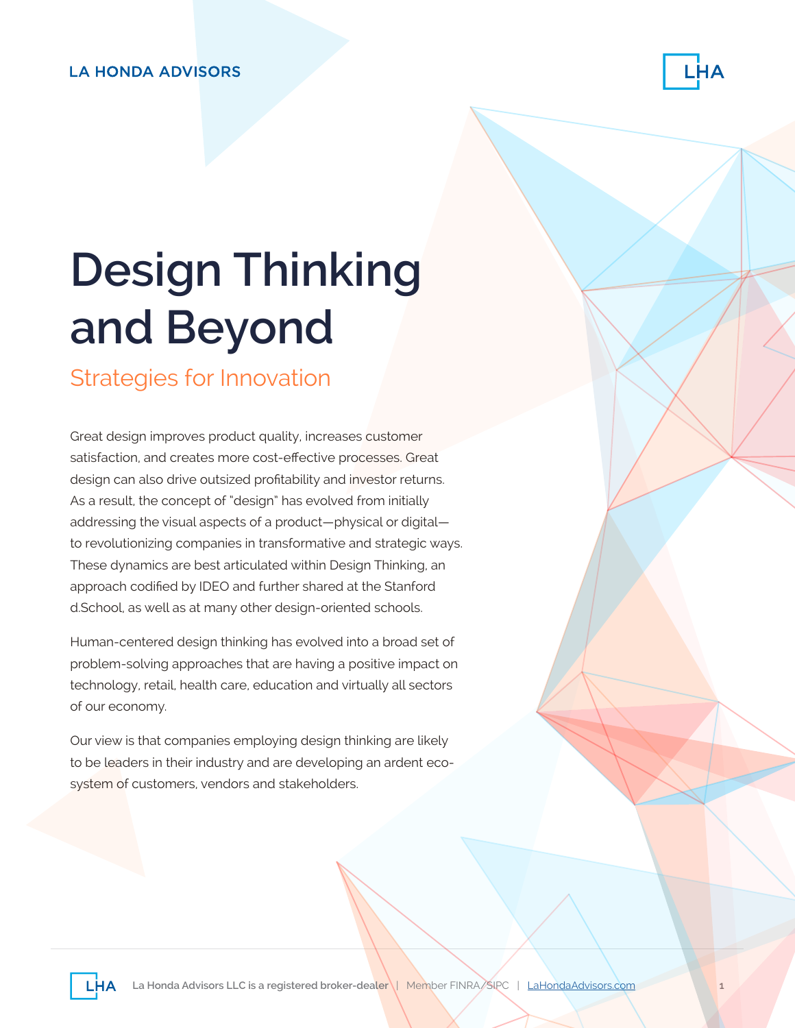# Design Thinking and Beyond

## Strategies for Innovation

Great design improves product quality, increases customer satisfaction, and creates more cost-effective processes. Great design can also drive outsized profitability and investor returns. As a result, the concept of "design" has evolved from initially addressing the visual aspects of a product—physical or digital—to revolutionizing companies in transformative and strategic ways. These dynamics are best articulated within Design Thinking, an approach codified by IDEO and further shared at the Stanford d.School, as well as at many other design-oriented schools.

Human-centered design thinking has evolved into a broad set of problem-solving approaches that are having a positive impact on technology, retail, health care, education and virtually all sectors of our economy.

Our view is that companies employing design thinking are likely to be leaders in their industry and are developing an ardent eco-system of customers, vendors and stakeholders.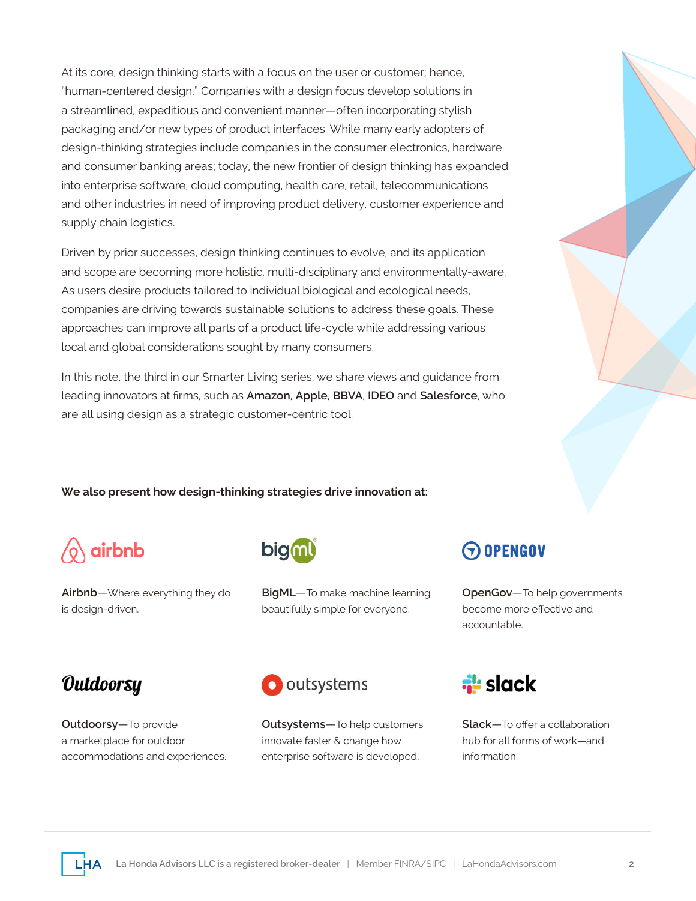At its core, design thinking starts with a focus on the user or customer; hence, "human-centered design." Companies with a design focus develop solutions in a streamlined, expeditious and convenient manner—often incorporating stylish packaging and/or new types of product interfaces. While many early adopters of design-thinking strategies include companies in the consumer electronics, hardware and consumer banking areas; today, the new frontier of design thinking has expanded into enterprise software, cloud computing, health care, retail, telecommunications and other industries in need of improving product delivery, customer experience and supply chain logistics.

Driven by prior successes, design thinking continues to evolve, and its application and scope are becoming more holistic, multi-disciplinary and environmentally-aware. As users desire products tailored to individual biological and ecological needs, companies are driving towards sustainable solutions to address these goals. These approaches can improve all parts of a product life-cycle while addressing various local and global considerations sought by many consumers.

In this note, the third in our Smarter Living series, we share views and guidance from leading innovators at firms, such as **Amazon**, **Apple**, **BBVA**, **IDEO** and **Salesforce**, who are all using design as a strategic customer-centric tool.

**We also present how design-thinking strategies drive innovation at:**

**Airbnb**—Where everything they do is design-driven.

**BigML**—To make machine learning beautifully simple for everyone.

**OpenGov**—To help governments become more effective and accountable.

**Outdoorsy**—To provide a marketplace for outdoor accommodations and experiences.

**Outsystems**—To help customers innovate faster & change how enterprise software is developed.

**Slack**—To offer a collaboration hub for all forms of work—and information.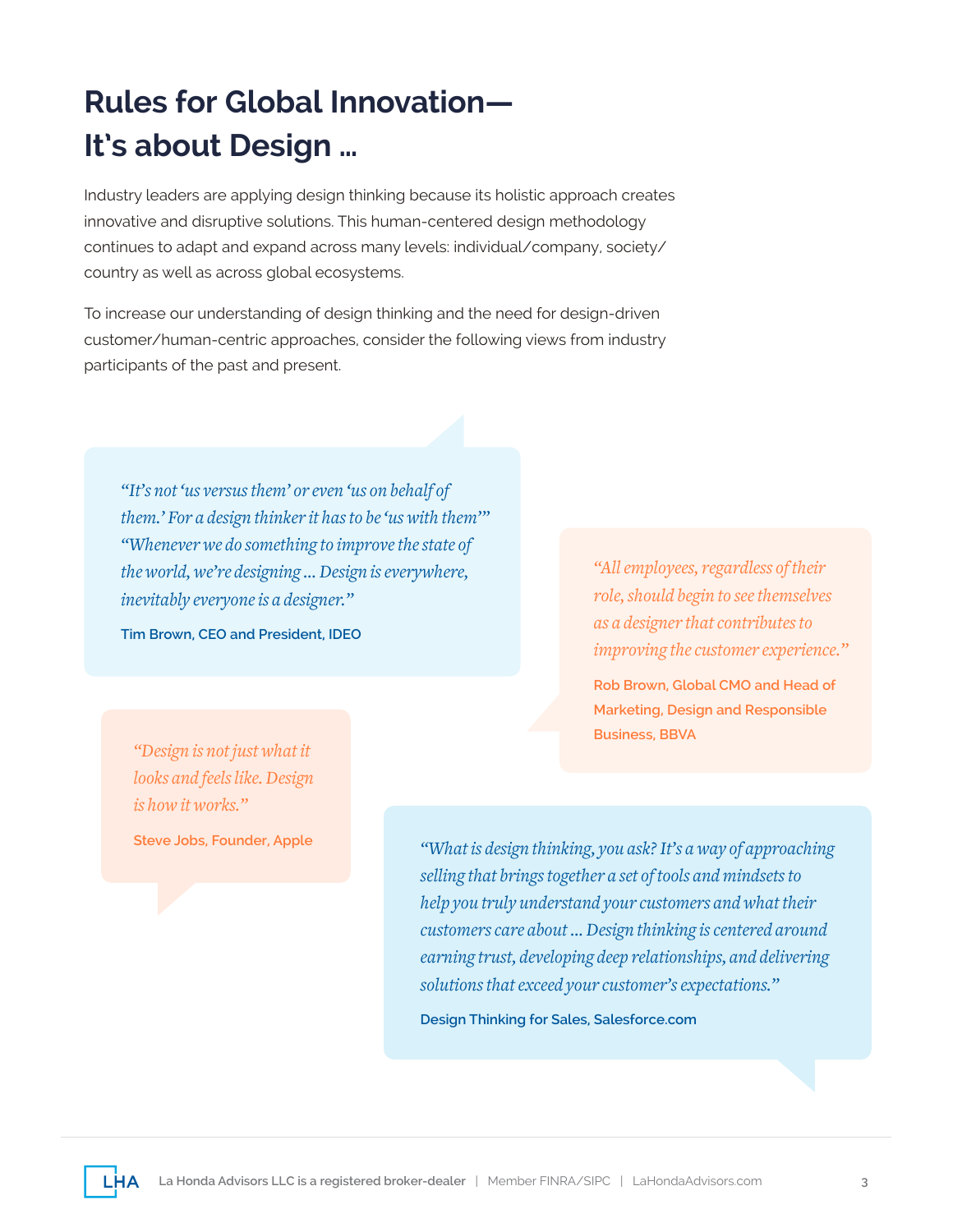# Rules for Global Innovation— It's about Design …

Industry leaders are applying design thinking because its holistic approach creates innovative and disruptive solutions. This human-centered design methodology continues to adapt and expand across many levels: individual/company, society/country as well as across global ecosystems.

To increase our understanding of design thinking and the need for design-driven customer/human-centric approaches, consider the following views from industry participants of the past and present.

*"It's not 'us versus them' or even 'us on behalf of them.' For a design thinker it has to be 'us with them'" "Whenever we do something to improve the state of the world, we're designing … Design is everywhere, inevitably everyone is a designer."*

**Tim Brown, CEO and President, IDEO**

*"All employees, regardless of their role, should begin to see themselves as a designer that contributes to improving the customer experience."*

**Rob Brown, Global CMO and Head of Marketing, Design and Responsible Business, BBVA**

*"Design is not just what it looks and feels like. Design is how it works."*

**Steve Jobs, Founder, Apple**

*"What is design thinking, you ask? It's a way of approaching selling that brings together a set of tools and mindsets to help you truly understand your customers and what their customers care about … Design thinking is centered around earning trust, developing deep relationships, and delivering solutions that exceed your customer's expectations."*

**Design Thinking for Sales, Salesforce.com**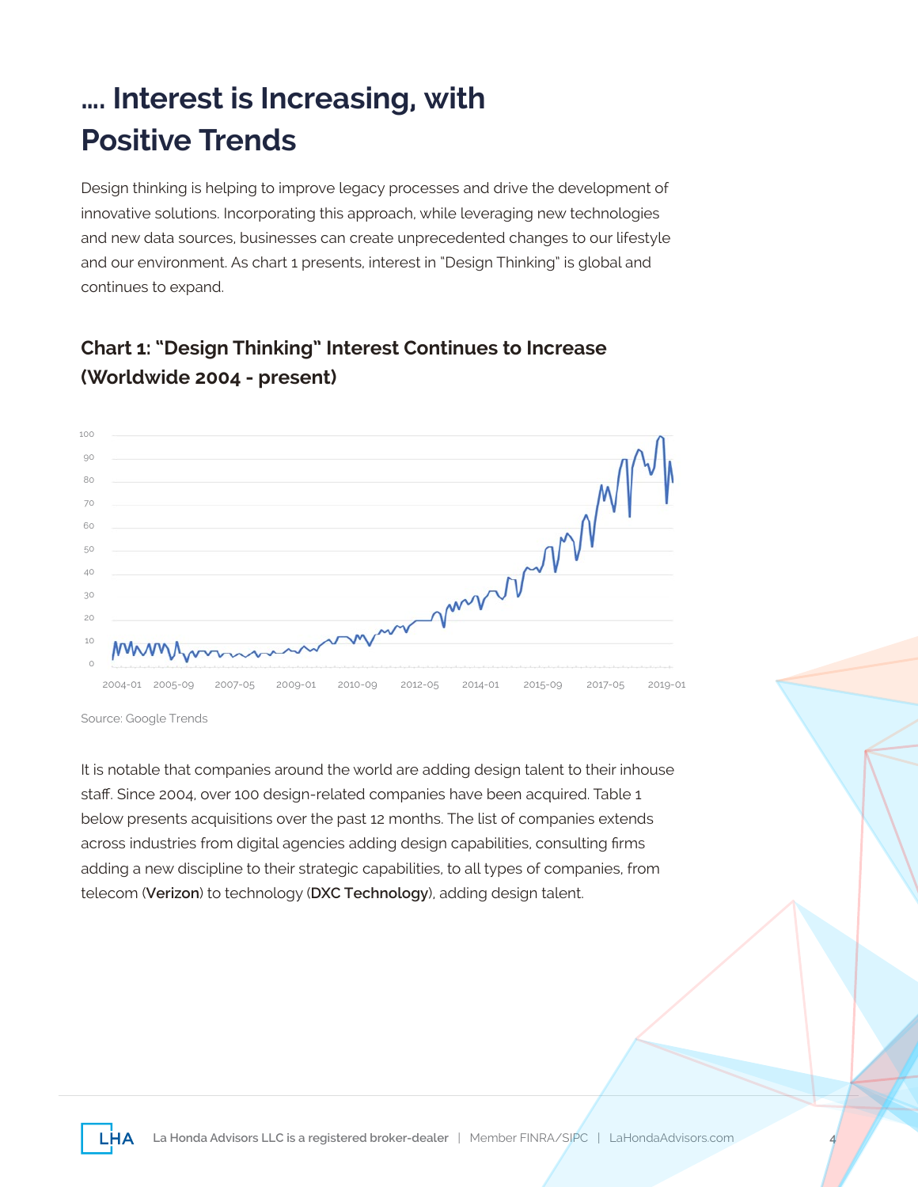## …. Interest is Increasing, with Positive Trends

Design thinking is helping to improve legacy processes and drive the development of innovative solutions. Incorporating this approach, while leveraging new technologies and new data sources, businesses can create unprecedented changes to our lifestyle and our environment. As chart 1 presents, interest in "Design Thinking" is global and continues to expand.

### Chart 1: "Design Thinking" Interest Continues to Increase (Worldwide 2004 - present)

Source: Google Trends

It is notable that companies around the world are adding design talent to their inhouse staff. Since 2004, over 100 design-related companies have been acquired. Table 1 below presents acquisitions over the past 12 months. The list of companies extends across industries from digital agencies adding design capabilities, consulting firms adding a new discipline to their strategic capabilities, to all types of companies, from telecom (**Verizon**) to technology (**DXC Technology**), adding design talent.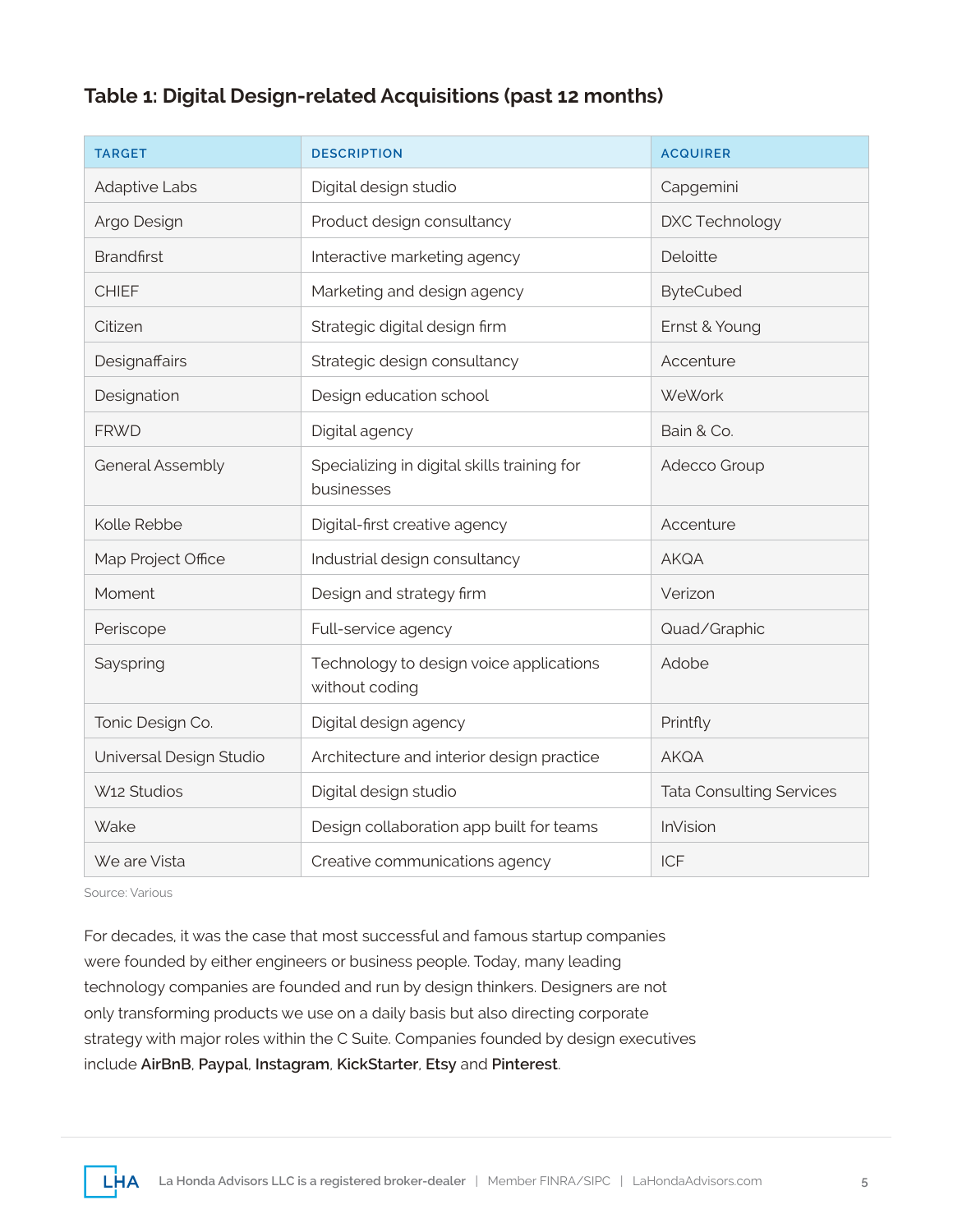### Table 1: Digital Design-related Acquisitions (past 12 months)

| TARGET | DESCRIPTION | ACQUIRER |
|---|---|---|
| Adaptive Labs | Digital design studio | Capgemini |
| Argo Design | Product design consultancy | DXC Technology |
| Brandfirst | Interactive marketing agency | Deloitte |
| CHIEF | Marketing and design agency | ByteCubed |
| Citizen | Strategic digital design firm | Ernst & Young |
| Designaffairs | Strategic design consultancy | Accenture |
| Designation | Design education school | WeWork |
| FRWD | Digital agency | Bain & Co. |
| General Assembly | Specializing in digital skills training for businesses | Adecco Group |
| Kolle Rebbe | Digital-first creative agency | Accenture |
| Map Project Office | Industrial design consultancy | AKQA |
| Moment | Design and strategy firm | Verizon |
| Periscope | Full-service agency | Quad/Graphic |
| Sayspring | Technology to design voice applications without coding | Adobe |
| Tonic Design Co. | Digital design agency | Printfly |
| Universal Design Studio | Architecture and interior design practice | AKQA |
| W12 Studios | Digital design studio | Tata Consulting Services |
| Wake | Design collaboration app built for teams | InVision |
| We are Vista | Creative communications agency | ICF |

Source: Various

For decades, it was the case that most successful and famous startup companies were founded by either engineers or business people. Today, many leading technology companies are founded and run by design thinkers. Designers are not only transforming products we use on a daily basis but also directing corporate strategy with major roles within the C Suite. Companies founded by design executives include **AirBnB**, **Paypal**, **Instagram**, **KickStarter**, **Etsy** and **Pinterest**.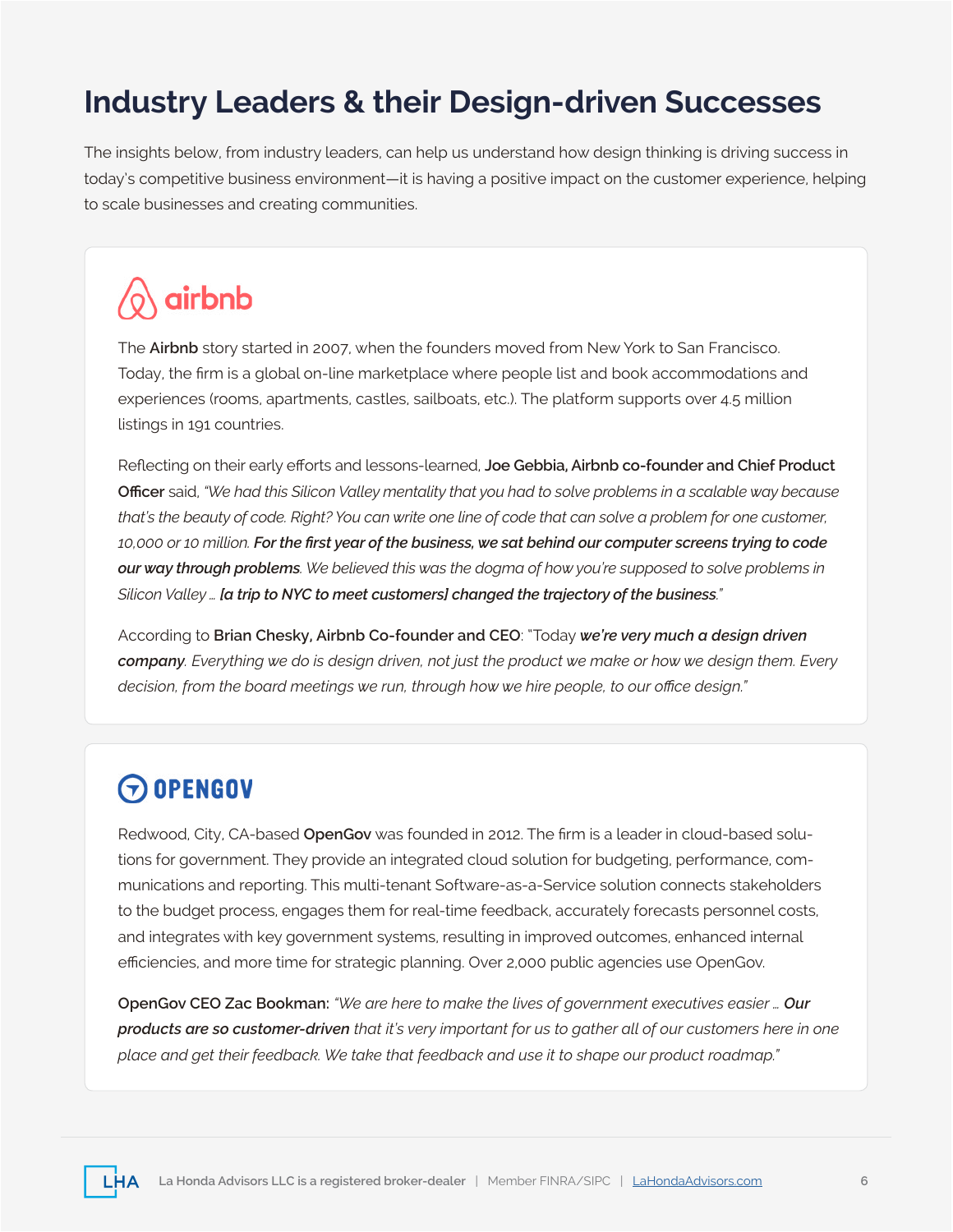# Industry Leaders & their Design-driven Successes

The insights below, from industry leaders, can help us understand how design thinking is driving success in today's competitive business environment—it is having a positive impact on the customer experience, helping to scale businesses and creating communities.

## airbnb

The **Airbnb** story started in 2007, when the founders moved from New York to San Francisco. Today, the firm is a global on-line marketplace where people list and book accommodations and experiences (rooms, apartments, castles, sailboats, etc.). The platform supports over 4.5 million listings in 191 countries.

Reflecting on their early efforts and lessons-learned, **Joe Gebbia, Airbnb co-founder and Chief Product Officer** said, *"We had this Silicon Valley mentality that you had to solve problems in a scalable way because that's the beauty of code. Right? You can write one line of code that can solve a problem for one customer, 10,000 or 10 million.* ***For the first year of the business, we sat behind our computer screens trying to code our way through problems****. We believed this was the dogma of how you're supposed to solve problems in Silicon Valley …* ***[a trip to NYC to meet customers] changed the trajectory of the business****."*

According to **Brian Chesky, Airbnb Co-founder and CEO**: "Today ***we're very much a design driven company****. Everything we do is design driven, not just the product we make or how we design them. Every decision, from the board meetings we run, through how we hire people, to our office design."*

## OPENGOV

Redwood, City, CA-based **OpenGov** was founded in 2012. The firm is a leader in cloud-based solutions for government. They provide an integrated cloud solution for budgeting, performance, communications and reporting. This multi-tenant Software-as-a-Service solution connects stakeholders to the budget process, engages them for real-time feedback, accurately forecasts personnel costs, and integrates with key government systems, resulting in improved outcomes, enhanced internal efficiencies, and more time for strategic planning. Over 2,000 public agencies use OpenGov.

**OpenGov CEO Zac Bookman:** *"We are here to make the lives of government executives easier …* ***Our products are so customer-driven*** *that it's very important for us to gather all of our customers here in one place and get their feedback. We take that feedback and use it to shape our product roadmap."*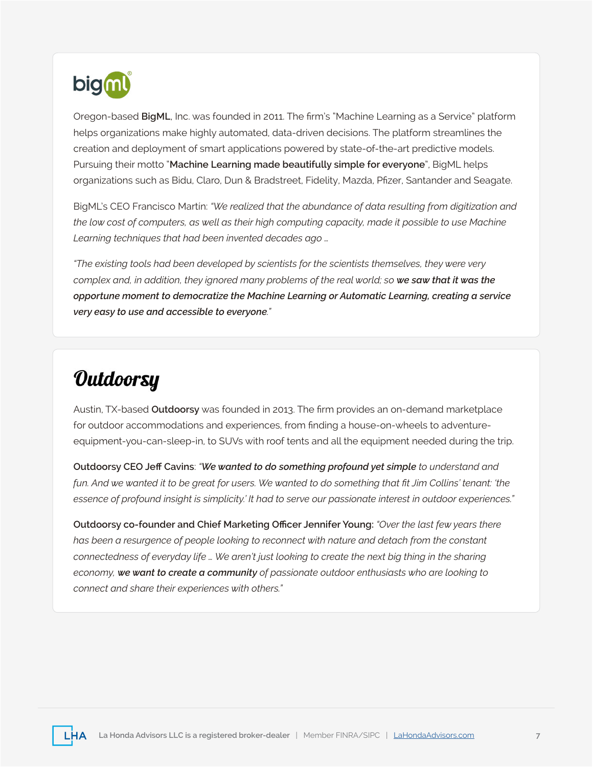## bigml

Oregon-based **BigML**, Inc. was founded in 2011. The firm's "Machine Learning as a Service" platform helps organizations make highly automated, data-driven decisions. The platform streamlines the creation and deployment of smart applications powered by state-of-the-art predictive models. Pursuing their motto "**Machine Learning made beautifully simple for everyone**", BigML helps organizations such as Bidu, Claro, Dun & Bradstreet, Fidelity, Mazda, Pfizer, Santander and Seagate.

BigML's CEO Francisco Martin: *"We realized that the abundance of data resulting from digitization and the low cost of computers, as well as their high computing capacity, made it possible to use Machine Learning techniques that had been invented decades ago …*

*"The existing tools had been developed by scientists for the scientists themselves, they were very complex and, in addition, they ignored many problems of the real world; so* ***we saw that it was the opportune moment to democratize the Machine Learning or Automatic Learning, creating a service very easy to use and accessible to everyone****."*

## Outdoorsy

Austin, TX-based **Outdoorsy** was founded in 2013. The firm provides an on-demand marketplace for outdoor accommodations and experiences, from finding a house-on-wheels to adventure-equipment-you-can-sleep-in, to SUVs with roof tents and all the equipment needed during the trip.

**Outdoorsy CEO Jeff Cavins**: *"**We wanted to do something profound yet simple** to understand and fun. And we wanted it to be great for users. We wanted to do something that fit Jim Collins' tenant: 'the essence of profound insight is simplicity.' It had to serve our passionate interest in outdoor experiences."*

**Outdoorsy co-founder and Chief Marketing Officer Jennifer Young:** *"Over the last few years there has been a resurgence of people looking to reconnect with nature and detach from the constant connectedness of everyday life … We aren't just looking to create the next big thing in the sharing economy, **we want to create a community** of passionate outdoor enthusiasts who are looking to connect and share their experiences with others."*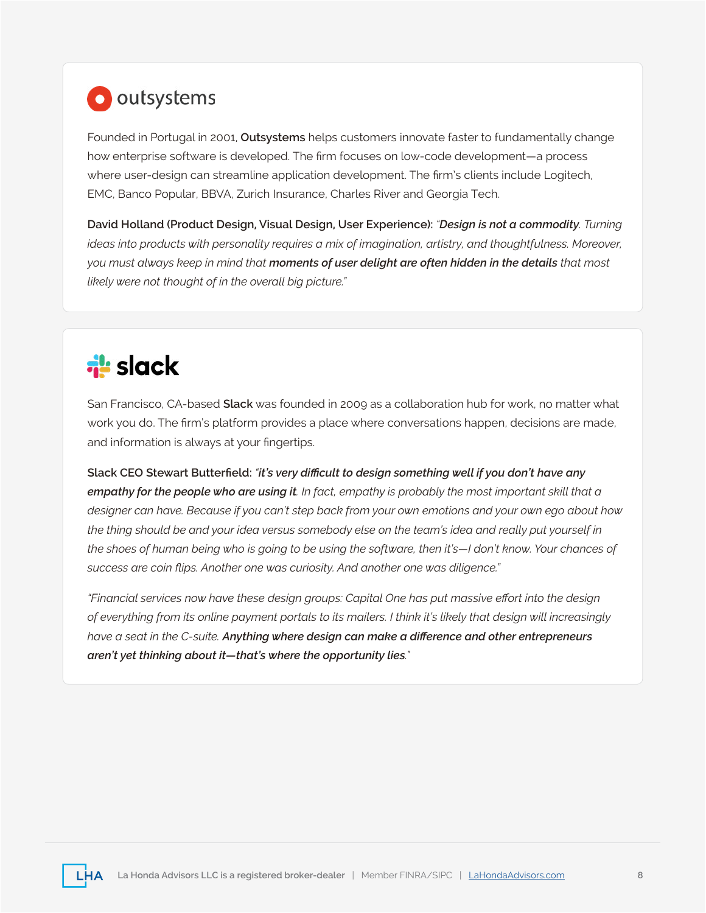## outsystems

Founded in Portugal in 2001, **Outsystems** helps customers innovate faster to fundamentally change how enterprise software is developed. The firm focuses on low-code development—a process where user-design can streamline application development. The firm's clients include Logitech, EMC, Banco Popular, BBVA, Zurich Insurance, Charles River and Georgia Tech.

**David Holland (Product Design, Visual Design, User Experience):** *"**Design is not a commodity**. Turning ideas into products with personality requires a mix of imagination, artistry, and thoughtfulness. Moreover, you must always keep in mind that **moments of user delight are often hidden in the details** that most likely were not thought of in the overall big picture."*

## slack

San Francisco, CA-based **Slack** was founded in 2009 as a collaboration hub for work, no matter what work you do. The firm's platform provides a place where conversations happen, decisions are made, and information is always at your fingertips.

**Slack CEO Stewart Butterfield:** *"**it's very difficult to design something well if you don't have any empathy for the people who are using it**. In fact, empathy is probably the most important skill that a designer can have. Because if you can't step back from your own emotions and your own ego about how the thing should be and your idea versus somebody else on the team's idea and really put yourself in the shoes of human being who is going to be using the software, then it's—I don't know. Your chances of success are coin flips. Another one was curiosity. And another one was diligence."*

*"Financial services now have these design groups: Capital One has put massive effort into the design of everything from its online payment portals to its mailers. I think it's likely that design will increasingly have a seat in the C-suite. **Anything where design can make a difference and other entrepreneurs aren't yet thinking about it—that's where the opportunity lies**."*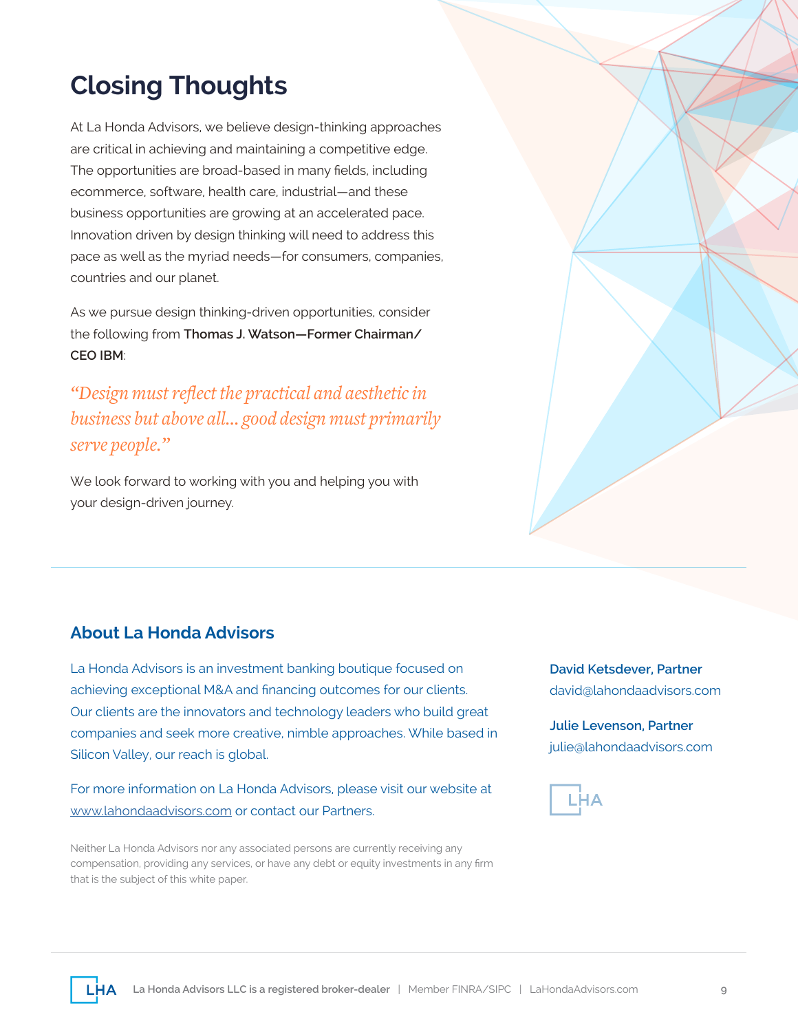# Closing Thoughts

At La Honda Advisors, we believe design-thinking approaches are critical in achieving and maintaining a competitive edge. The opportunities are broad-based in many fields, including ecommerce, software, health care, industrial—and these business opportunities are growing at an accelerated pace. Innovation driven by design thinking will need to address this pace as well as the myriad needs—for consumers, companies, countries and our planet.

As we pursue design thinking-driven opportunities, consider the following from **Thomas J. Watson—Former Chairman/CEO IBM**:

*"Design must reflect the practical and aesthetic in business but above all... good design must primarily serve people."*

We look forward to working with you and helping you with your design-driven journey.

## About La Honda Advisors

La Honda Advisors is an investment banking boutique focused on achieving exceptional M&A and financing outcomes for our clients. Our clients are the innovators and technology leaders who build great companies and seek more creative, nimble approaches. While based in Silicon Valley, our reach is global.

For more information on La Honda Advisors, please visit our website at www.lahondaadvisors.com or contact our Partners.

Neither La Honda Advisors nor any associated persons are currently receiving any compensation, providing any services, or have any debt or equity investments in any firm that is the subject of this white paper.

**David Ketsdever, Partner**
david@lahondaadvisors.com

**Julie Levenson, Partner**
julie@lahondaadvisors.com

LHA

La Honda Advisors LLC is a registered broker-dealer | Member FINRA/SIPC | LaHondaAdvisors.com